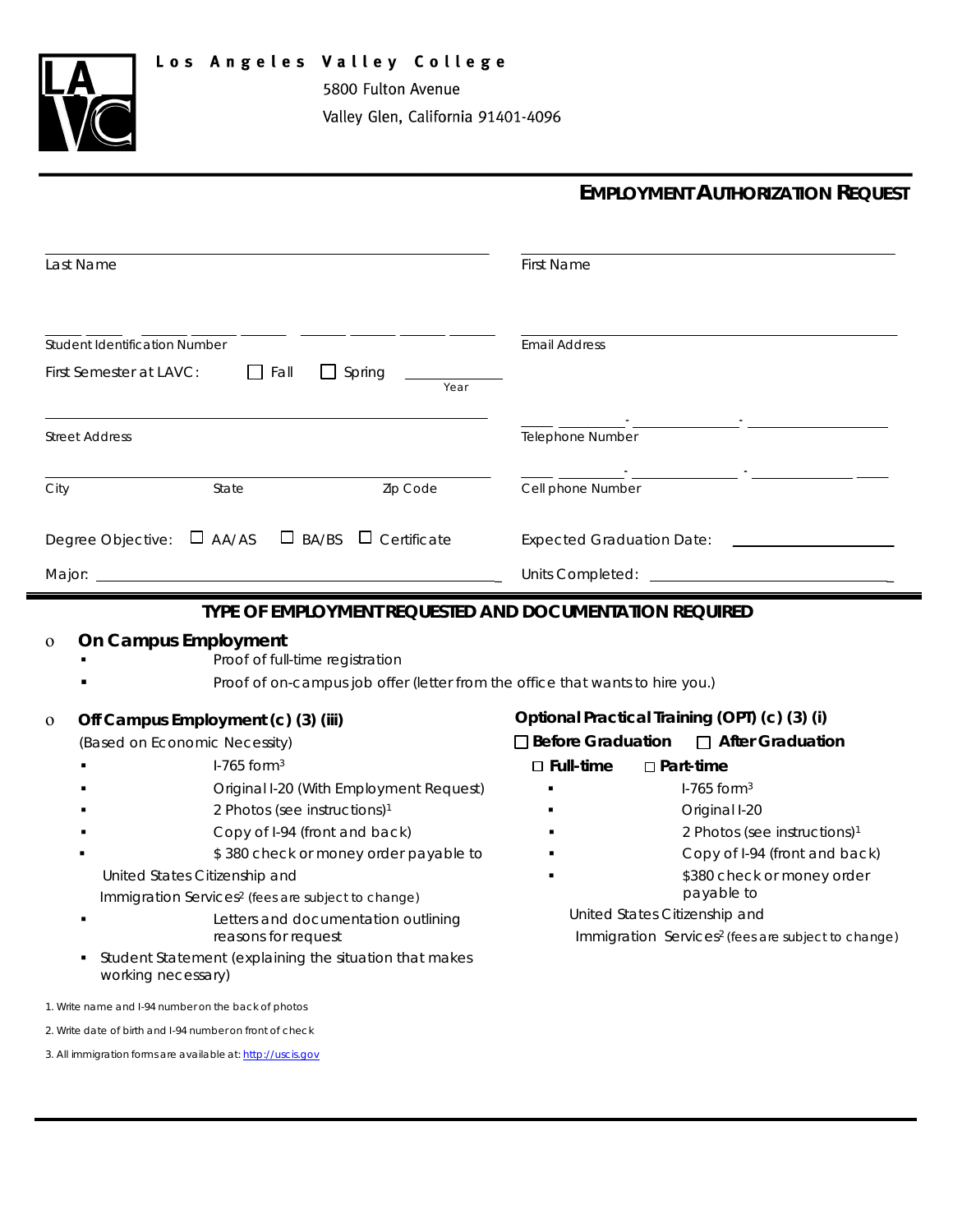**Los Angeles Valley College**
5800 Fulton Avenue
Valley Glen, California 91401-4096

# EMPLOYMENT AUTHORIZATION REQUEST

Last Name: ______________________ First Name: ______________________

Student Identification Number: ______________________ Email Address: ______________________

First Semester at LAVC: ☐ Fall ☐ Spring ________ Year

Street Address: ______________________ Telephone Number: ____ ________ - __________ - __________

City ________ State ________ Zip Code ________ Cell phone Number: ____ ________ - __________ - __________ ____

Degree Objective: ☐ AA/AS ☐ BA/BS ☐ Certificate Expected Graduation Date: ______________________

Major: ______________________ Units Completed: ______________________

## TYPE OF EMPLOYMENT REQUESTED AND DOCUMENTATION REQUIRED

### ○ On Campus Employment

- Proof of full-time registration
- Proof of on-campus job offer (letter from the office that wants to hire you.)

### ○ Off Campus Employment (c) (3) (iii)

(Based on Economic Necessity)

- I-765 form[3]
- Original I-20 (With Employment Request)
- 2 Photos (see instructions)[1]
- Copy of I-94 (front and back)
- $380 check or money order payable to United States Citizenship and Immigration Services[2] (fees are subject to change)
- Letters and documentation outlining reasons for request
- Student Statement (explaining the situation that makes working necessary)

### Optional Practical Training (OPT) (c) (3) (i)

☐ **Before Graduation** ☐ **After Graduation**

☐ **Full-time** ☐ **Part-time**

- I-765 form[3]
- Original I-20
- 2 Photos (see instructions)[1]
- Copy of I-94 (front and back)
- $380 check or money order payable to United States Citizenship and Immigration Services[2] (fees are subject to change)

1. Write name and I-94 number on the back of photos
2. Write date of birth and I-94 number on front of check
3. All immigration forms are available at: http://uscis.gov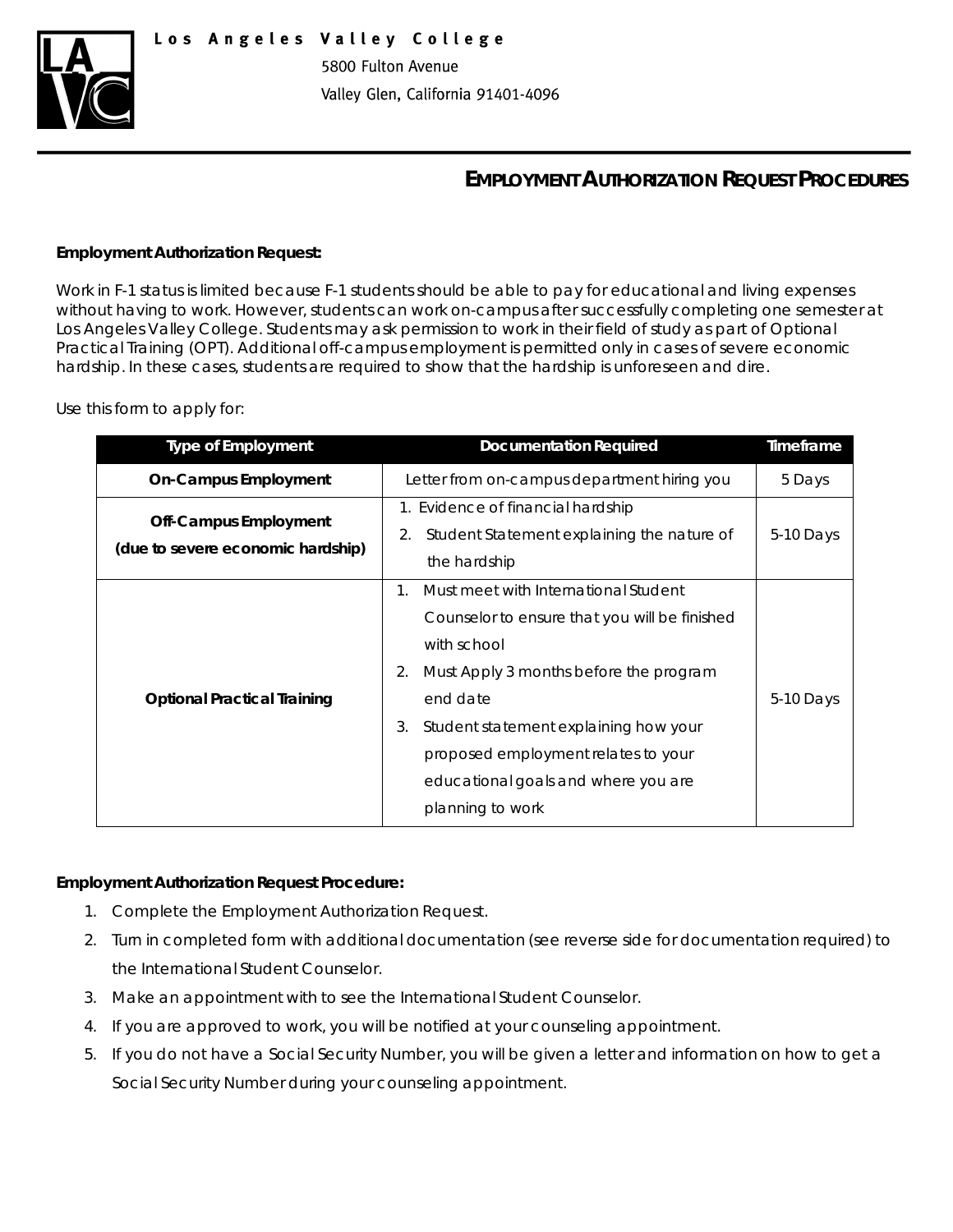Los Angeles Valley College

5800 Fulton Avenue
Valley Glen, California 91401-4096

# EMPLOYMENT AUTHORIZATION REQUEST PROCEDURES

**Employment Authorization Request:**

Work in F-1 status is limited because F-1 students should be able to pay for educational and living expenses without having to work. However, students can work on-campus after successfully completing one semester at Los Angeles Valley College. Students may ask permission to work in their field of study as part of Optional Practical Training (OPT). Additional off-campus employment is permitted only in cases of severe economic hardship. In these cases, students are required to show that the hardship is unforeseen and dire.

Use this form to apply for:

| Type of Employment | Documentation Required | Timeframe |
|---|---|---|
| **On-Campus Employment** | Letter from on-campus department hiring you | 5 Days |
| **Off-Campus Employment (due to severe economic hardship)** | 1. Evidence of financial hardship<br>2. Student Statement explaining the nature of the hardship | 5-10 Days |
| **Optional Practical Training** | 1. Must meet with International Student Counselor to ensure that you will be finished with school<br>2. Must Apply 3 months before the program end date<br>3. Student statement explaining how your proposed employment relates to your educational goals and where you are planning to work | 5-10 Days |

**Employment Authorization Request Procedure:**

1. Complete the Employment Authorization Request.
2. Turn in completed form with additional documentation (see reverse side for documentation required) to the International Student Counselor.
3. Make an appointment with to see the International Student Counselor.
4. If you are approved to work, you will be notified at your counseling appointment.
5. If you do not have a Social Security Number, you will be given a letter and information on how to get a Social Security Number during your counseling appointment.